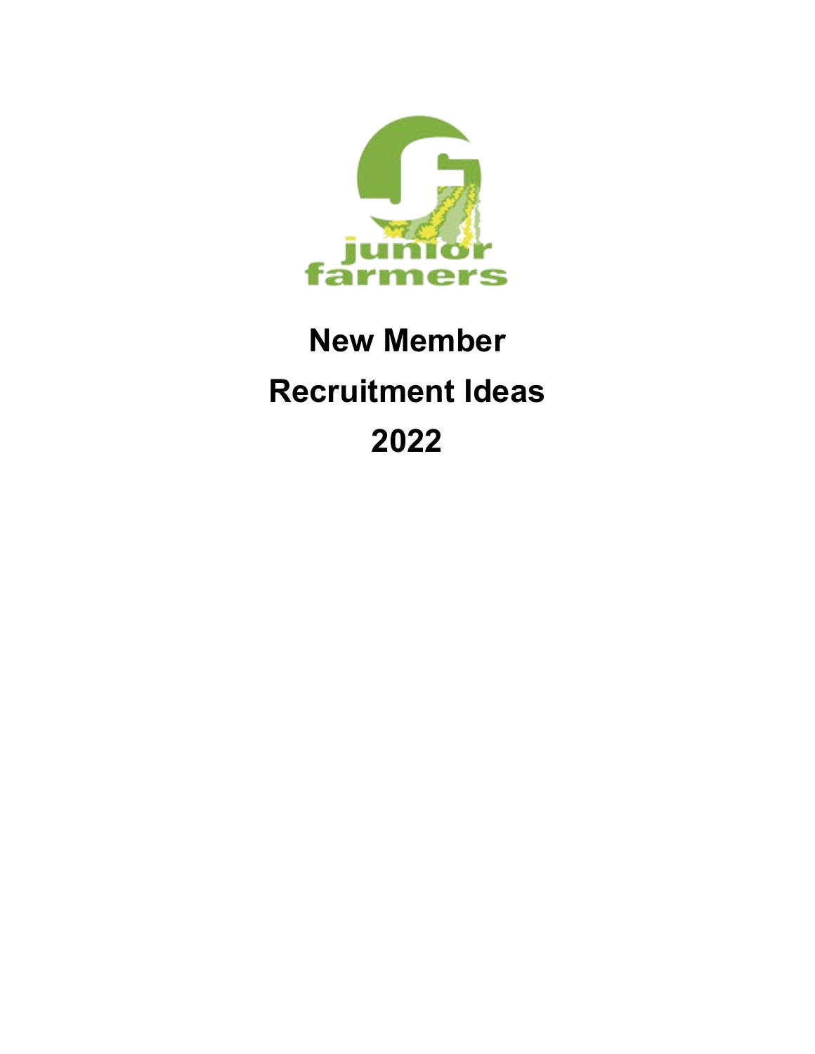# New Member Recruitment Ideas 2022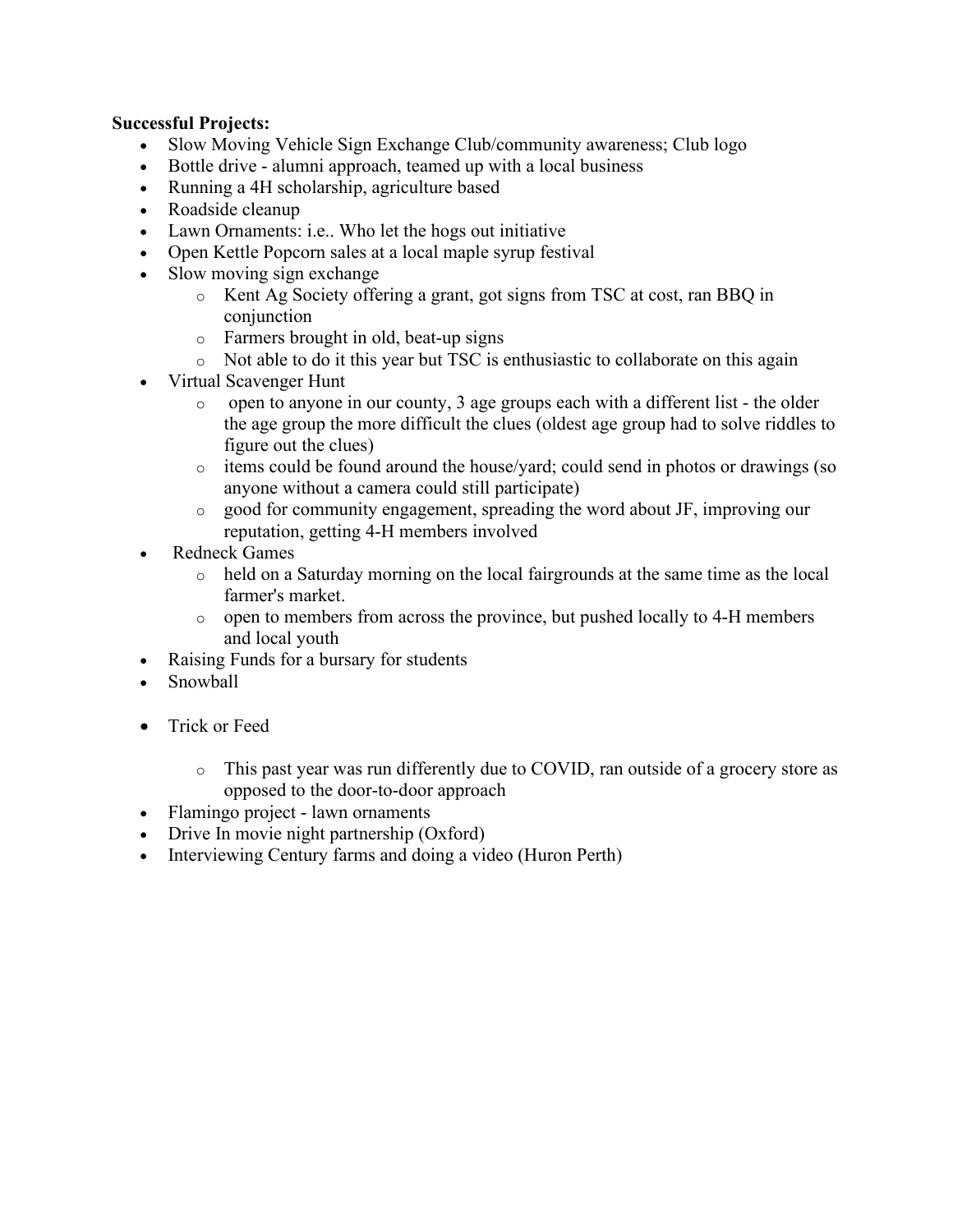**Successful Projects:**

- Slow Moving Vehicle Sign Exchange Club/community awareness; Club logo
- Bottle drive - alumni approach, teamed up with a local business
- Running a 4H scholarship, agriculture based
- Roadside cleanup
- Lawn Ornaments: i.e.. Who let the hogs out initiative
- Open Kettle Popcorn sales at a local maple syrup festival
- Slow moving sign exchange
  - Kent Ag Society offering a grant, got signs from TSC at cost, ran BBQ in conjunction
  - Farmers brought in old, beat-up signs
  - Not able to do it this year but TSC is enthusiastic to collaborate on this again
- Virtual Scavenger Hunt
  - open to anyone in our county, 3 age groups each with a different list - the older the age group the more difficult the clues (oldest age group had to solve riddles to figure out the clues)
  - items could be found around the house/yard; could send in photos or drawings (so anyone without a camera could still participate)
  - good for community engagement, spreading the word about JF, improving our reputation, getting 4-H members involved
- Redneck Games
  - held on a Saturday morning on the local fairgrounds at the same time as the local farmer's market.
  - open to members from across the province, but pushed locally to 4-H members and local youth
- Raising Funds for a bursary for students
- Snowball
- Trick or Feed
  - This past year was run differently due to COVID, ran outside of a grocery store as opposed to the door-to-door approach
- Flamingo project - lawn ornaments
- Drive In movie night partnership (Oxford)
- Interviewing Century farms and doing a video (Huron Perth)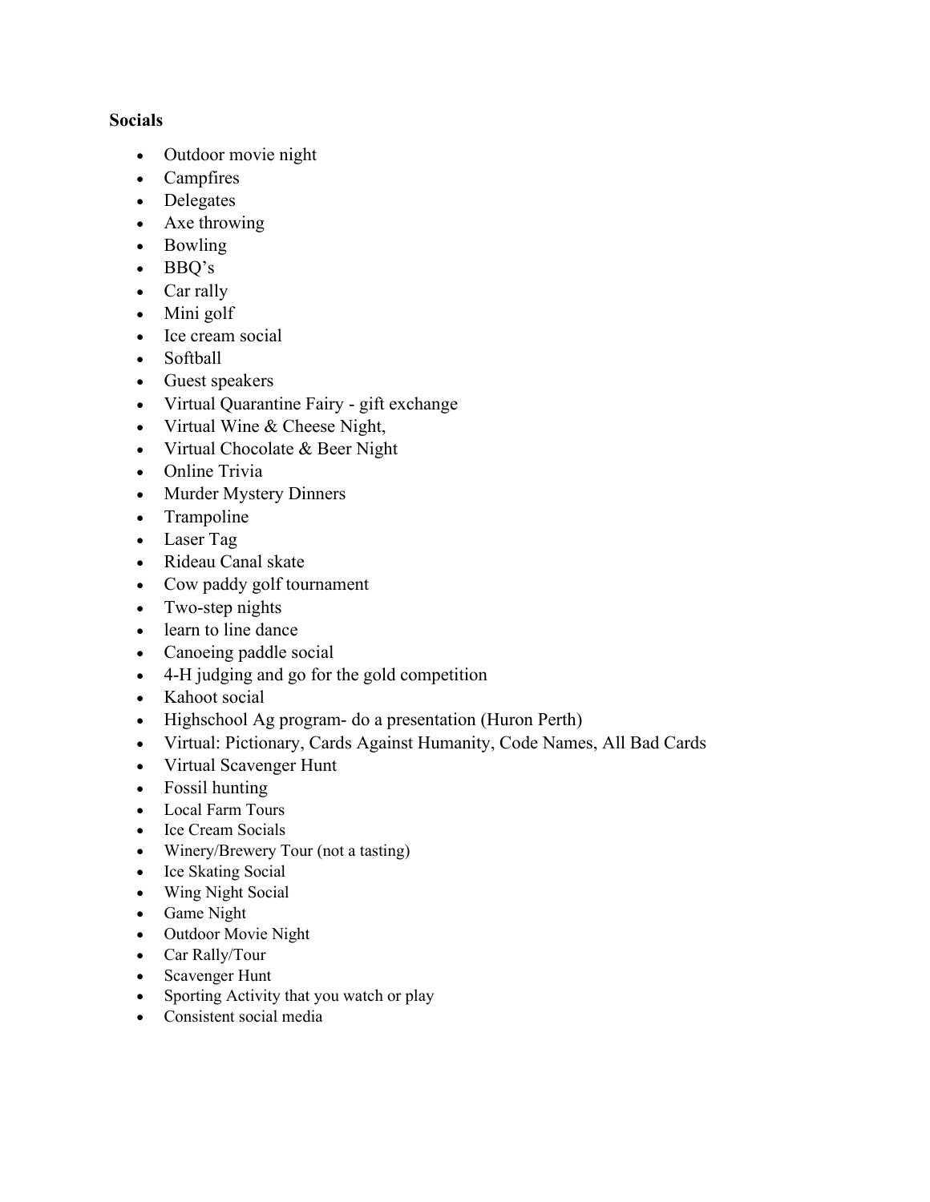**Socials**

- Outdoor movie night
- Campfires
- Delegates
- Axe throwing
- Bowling
- BBQ's
- Car rally
- Mini golf
- Ice cream social
- Softball
- Guest speakers
- Virtual Quarantine Fairy - gift exchange
- Virtual Wine & Cheese Night,
- Virtual Chocolate & Beer Night
- Online Trivia
- Murder Mystery Dinners
- Trampoline
- Laser Tag
- Rideau Canal skate
- Cow paddy golf tournament
- Two-step nights
- learn to line dance
- Canoeing paddle social
- 4-H judging and go for the gold competition
- Kahoot social
- Highschool Ag program- do a presentation (Huron Perth)
- Virtual: Pictionary, Cards Against Humanity, Code Names, All Bad Cards
- Virtual Scavenger Hunt
- Fossil hunting
- Local Farm Tours
- Ice Cream Socials
- Winery/Brewery Tour (not a tasting)
- Ice Skating Social
- Wing Night Social
- Game Night
- Outdoor Movie Night
- Car Rally/Tour
- Scavenger Hunt
- Sporting Activity that you watch or play
- Consistent social media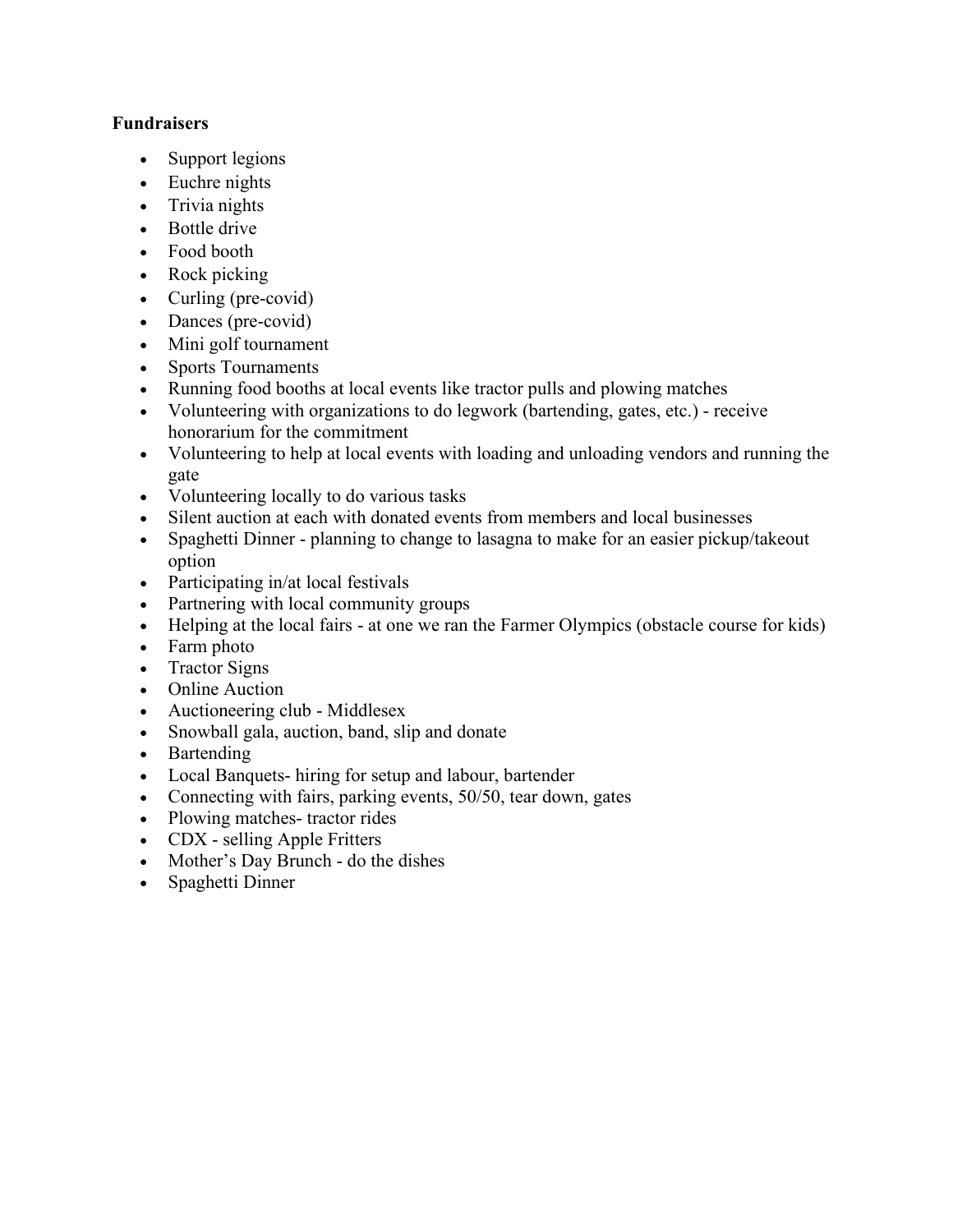**Fundraisers**

- Support legions
- Euchre nights
- Trivia nights
- Bottle drive
- Food booth
- Rock picking
- Curling (pre-covid)
- Dances (pre-covid)
- Mini golf tournament
- Sports Tournaments
- Running food booths at local events like tractor pulls and plowing matches
- Volunteering with organizations to do legwork (bartending, gates, etc.) - receive honorarium for the commitment
- Volunteering to help at local events with loading and unloading vendors and running the gate
- Volunteering locally to do various tasks
- Silent auction at each with donated events from members and local businesses
- Spaghetti Dinner - planning to change to lasagna to make for an easier pickup/takeout option
- Participating in/at local festivals
- Partnering with local community groups
- Helping at the local fairs - at one we ran the Farmer Olympics (obstacle course for kids)
- Farm photo
- Tractor Signs
- Online Auction
- Auctioneering club - Middlesex
- Snowball gala, auction, band, slip and donate
- Bartending
- Local Banquets- hiring for setup and labour, bartender
- Connecting with fairs, parking events, 50/50, tear down, gates
- Plowing matches- tractor rides
- CDX - selling Apple Fritters
- Mother's Day Brunch - do the dishes
- Spaghetti Dinner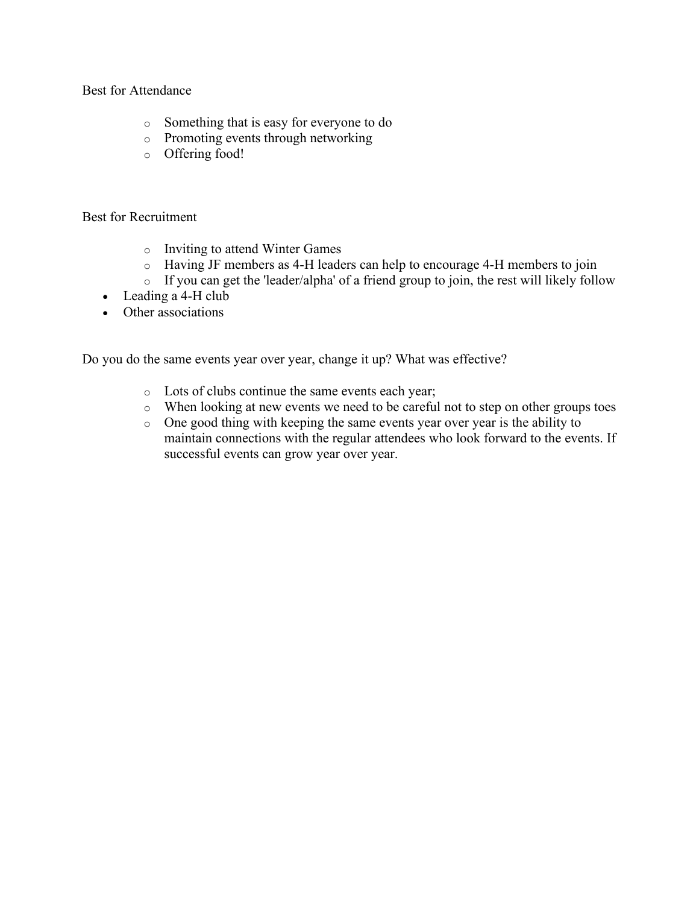Best for Attendance

- Something that is easy for everyone to do
- Promoting events through networking
- Offering food!

Best for Recruitment

- Inviting to attend Winter Games
- Having JF members as 4-H leaders can help to encourage 4-H members to join
- If you can get the 'leader/alpha' of a friend group to join, the rest will likely follow
- Leading a 4-H club
- Other associations

Do you do the same events year over year, change it up? What was effective?

- Lots of clubs continue the same events each year;
- When looking at new events we need to be careful not to step on other groups toes
- One good thing with keeping the same events year over year is the ability to maintain connections with the regular attendees who look forward to the events. If successful events can grow year over year.